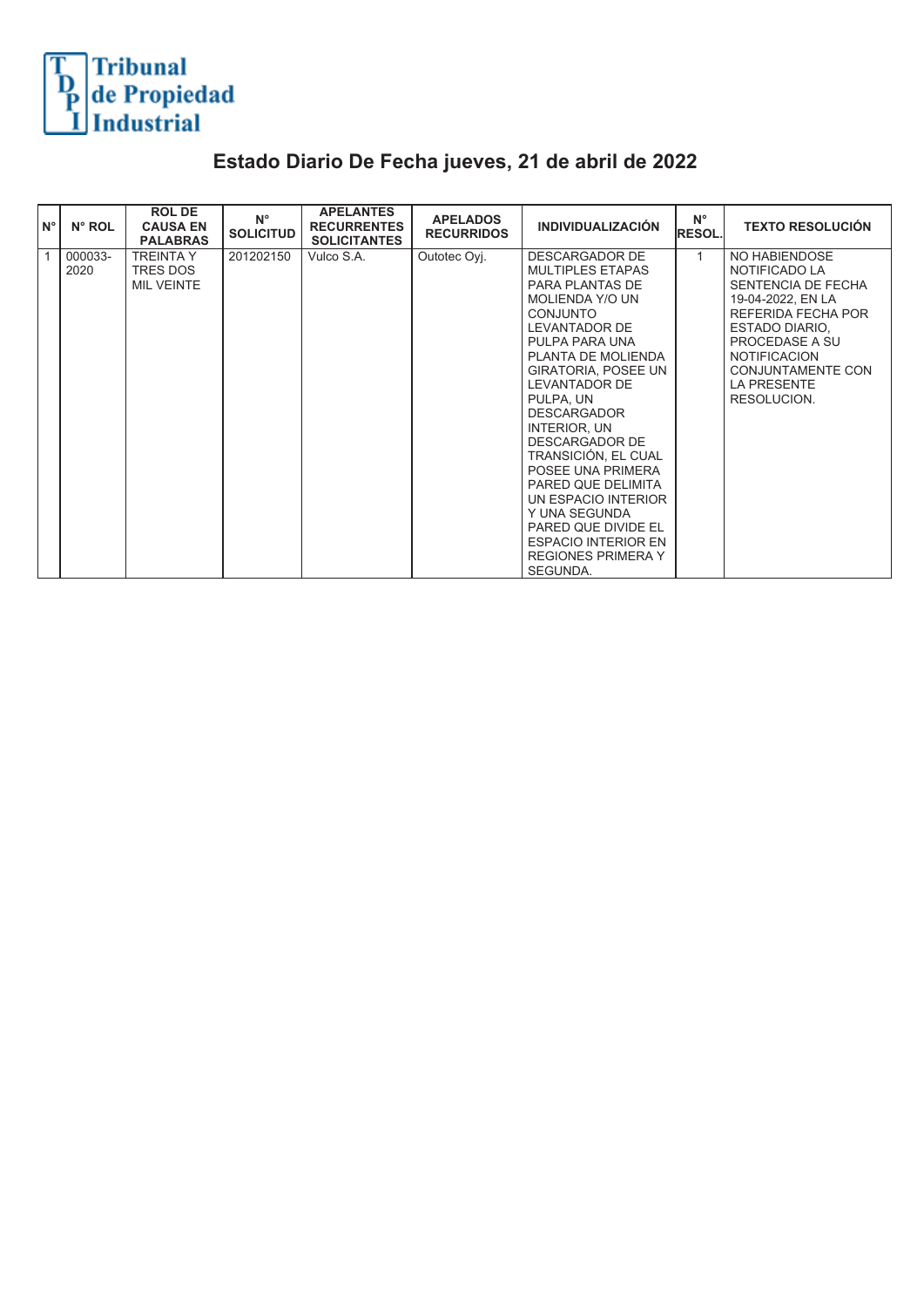Tribunal de Propiedad Industrial

# Estado Diario De Fecha jueves, 21 de abril de 2022

| N° | N° ROL | ROL DE CAUSA EN PALABRAS | N° SOLICITUD | APELANTES RECURRENTES SOLICITANTES | APELADOS RECURRIDOS | INDIVIDUALIZACIÓN | N° RESOL. | TEXTO RESOLUCIÓN |
|---|---|---|---|---|---|---|---|---|
| 1 | 000033-2020 | TREINTA Y TRES DOS MIL VEINTE | 201202150 | Vulco S.A. | Outotec Oyj. | DESCARGADOR DE MULTIPLES ETAPAS PARA PLANTAS DE MOLIENDA Y/O UN CONJUNTO LEVANTADOR DE PULPA PARA UNA PLANTA DE MOLIENDA GIRATORIA, POSEE UN LEVANTADOR DE PULPA, UN DESCARGADOR INTERIOR, UN DESCARGADOR DE TRANSICIÓN, EL CUAL POSEE UNA PRIMERA PARED QUE DELIMITA UN ESPACIO INTERIOR Y UNA SEGUNDA PARED QUE DIVIDE EL ESPACIO INTERIOR EN REGIONES PRIMERA Y SEGUNDA. | 1 | NO HABIENDOSE NOTIFICADO LA SENTENCIA DE FECHA 19-04-2022, EN LA REFERIDA FECHA POR ESTADO DIARIO, PROCEDASE A SU NOTIFICACION CONJUNTAMENTE CON LA PRESENTE RESOLUCION. |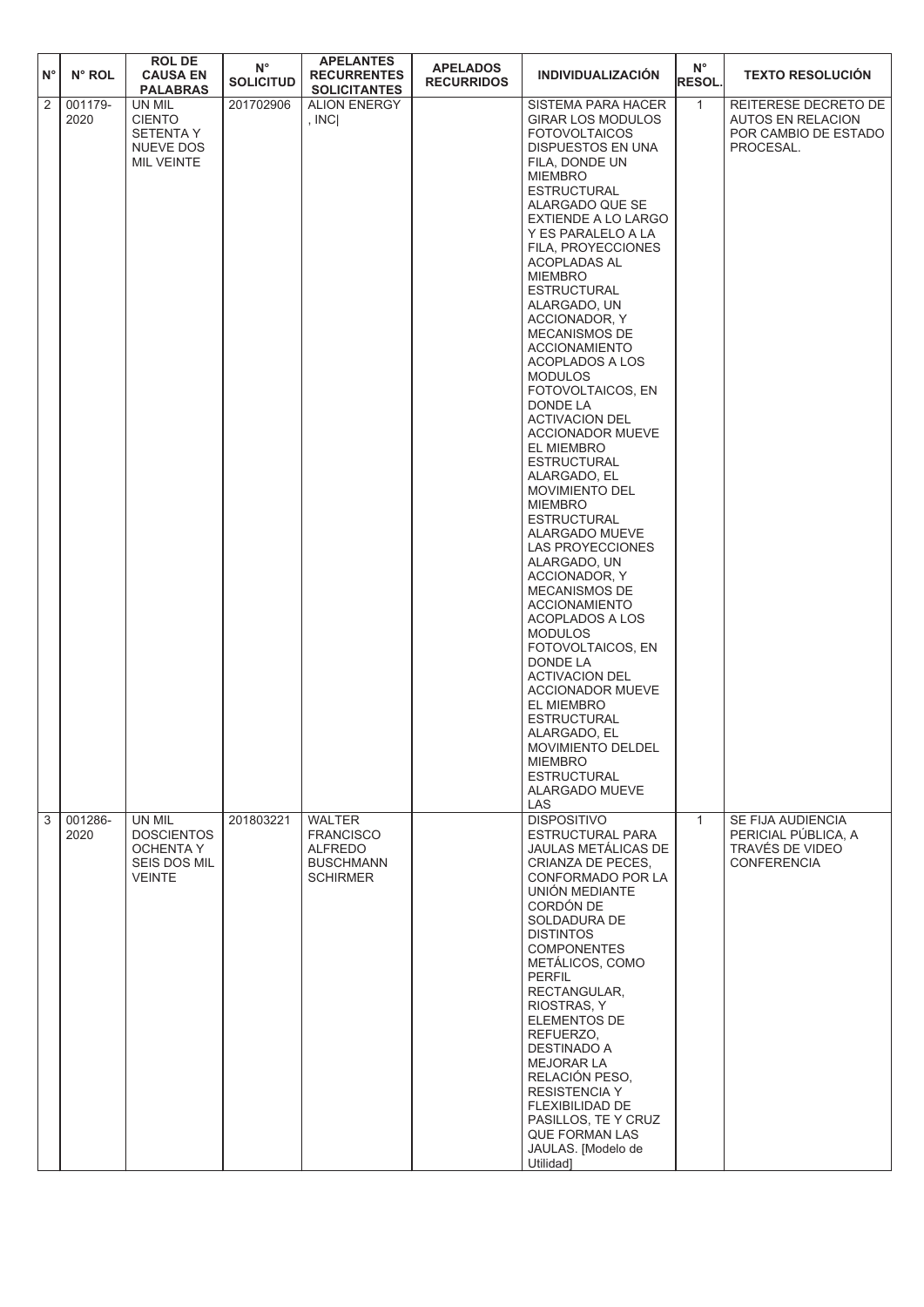| N° | N° ROL | ROL DE CAUSA EN PALABRAS | N° SOLICITUD | APELANTES RECURRENTES SOLICITANTES | APELADOS RECURRIDOS | INDIVIDUALIZACIÓN | N° RESOL. | TEXTO RESOLUCIÓN |
|---|---|---|---|---|---|---|---|---|
| 2 | 001179-2020 | UN MIL CIENTO SETENTA Y NUEVE DOS MIL VEINTE | 201702906 | ALION ENERGY , INC\| | | SISTEMA PARA HACER GIRAR LOS MODULOS FOTOVOLTAICOS DISPUESTOS EN UNA FILA, DONDE UN MIEMBRO ESTRUCTURAL ALARGADO QUE SE EXTIENDE A LO LARGO Y ES PARALELO A LA FILA, PROYECCIONES ACOPLADAS AL MIEMBRO ESTRUCTURAL ALARGADO, UN ACCIONADOR, Y MECANISMOS DE ACCIONAMIENTO ACOPLADOS A LOS MODULOS FOTOVOLTAICOS, EN DONDE LA ACTIVACION DEL ACCIONADOR MUEVE EL MIEMBRO ESTRUCTURAL ALARGADO, EL MOVIMIENTO DEL MIEMBRO ESTRUCTURAL ALARGADO MUEVE LAS PROYECCIONES ALARGADO, UN ACCIONADOR, Y MECANISMOS DE ACCIONAMIENTO ACOPLADOS A LOS MODULOS FOTOVOLTAICOS, EN DONDE LA ACTIVACION DEL ACCIONADOR MUEVE EL MIEMBRO ESTRUCTURAL ALARGADO, EL MOVIMIENTO DELDEL MIEMBRO ESTRUCTURAL ALARGADO MUEVE LAS | 1 | REITERESE DECRETO DE AUTOS EN RELACION POR CAMBIO DE ESTADO PROCESAL. |
| 3 | 001286-2020 | UN MIL DOSCIENTOS OCHENTA Y SEIS DOS MIL VEINTE | 201803221 | WALTER FRANCISCO ALFREDO BUSCHMANN SCHIRMER | | DISPOSITIVO ESTRUCTURAL PARA JAULAS METÁLICAS DE CRIANZA DE PECES, CONFORMADO POR LA UNIÓN MEDIANTE CORDÓN DE SOLDADURA DE DISTINTOS COMPONENTES METÁLICOS, COMO PERFIL RECTANGULAR, RIOSTRAS, Y ELEMENTOS DE REFUERZO, DESTINADO A MEJORAR LA RELACIÓN PESO, RESISTENCIA Y FLEXIBILIDAD DE PASILLOS, TE Y CRUZ QUE FORMAN LAS JAULAS. [Modelo de Utilidad] | 1 | SE FIJA AUDIENCIA PERICIAL PÚBLICA, A TRAVÉS DE VIDEO CONFERENCIA |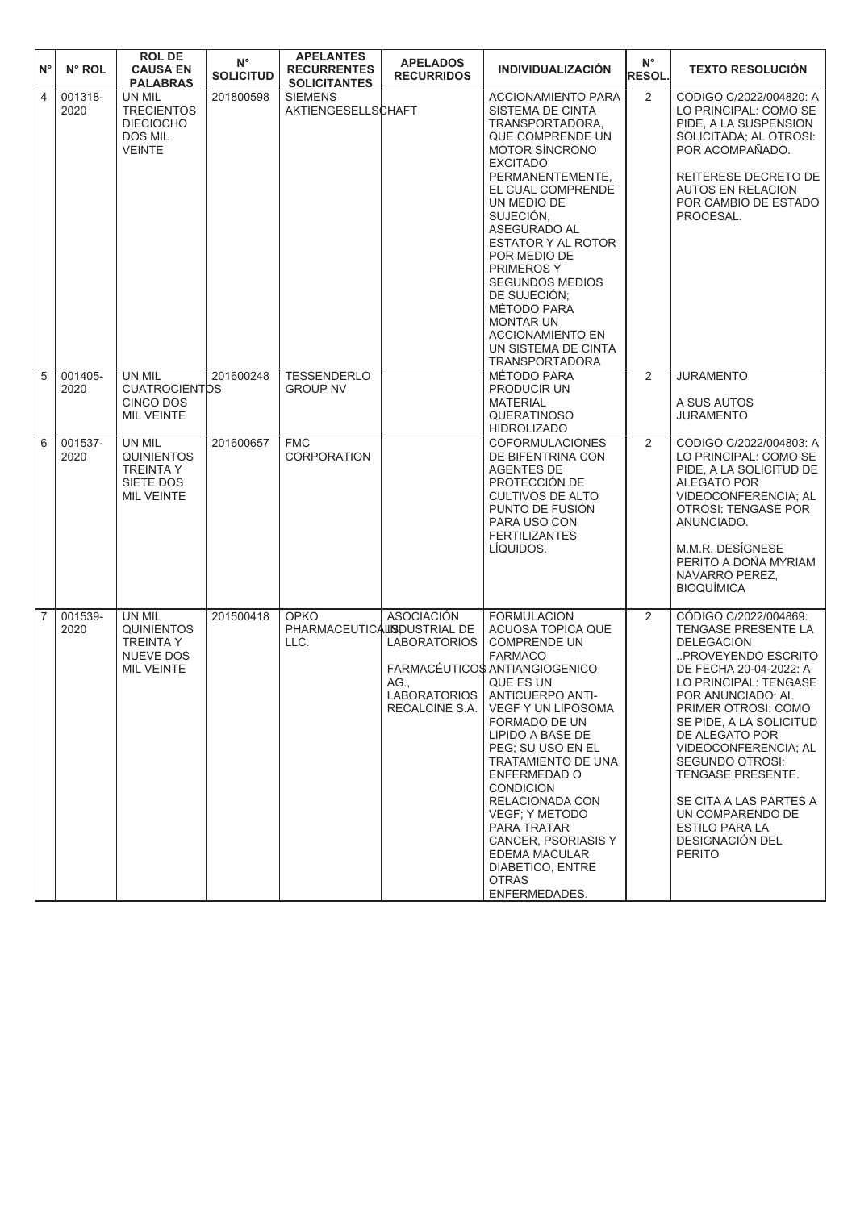| N° | N° ROL | ROL DE CAUSA EN PALABRAS | N° SOLICITUD | APELANTES RECURRENTES SOLICITANTES | APELADOS RECURRIDOS | INDIVIDUALIZACIÓN | N° RESOL. | TEXTO RESOLUCIÓN |
|---|---|---|---|---|---|---|---|---|
| 4 | 001318-2020 | UN MIL TRECIENTOS DIECIOCHO DOS MIL VEINTE | 201800598 | SIEMENS AKTIENGESELLSCHAFT | | ACCIONAMIENTO PARA SISTEMA DE CINTA TRANSPORTADORA, QUE COMPRENDE UN MOTOR SÍNCRONO EXCITADO PERMANENTEMENTE, EL CUAL COMPRENDE UN MEDIO DE SUJECIÓN, ASEGURADO AL ESTATOR Y AL ROTOR POR MEDIO DE PRIMEROS Y SEGUNDOS MEDIOS DE SUJECIÓN; MÉTODO PARA MONTAR UN ACCIONAMIENTO EN UN SISTEMA DE CINTA TRANSPORTADORA | 2 | CODIGO C/2022/004820: A LO PRINCIPAL: COMO SE PIDE, A LA SUSPENSION SOLICITADA; AL OTROSI: POR ACOMPAÑADO.<br><br>REITERESE DECRETO DE AUTOS EN RELACION POR CAMBIO DE ESTADO PROCESAL. |
| 5 | 001405-2020 | UN MIL CUATROCIENTOS CINCO DOS MIL VEINTE | 201600248 | TESSENDERLO GROUP NV | | MÉTODO PARA PRODUCIR UN MATERIAL QUERATINOSO HIDROLIZADO | 2 | JURAMENTO<br><br>A SUS AUTOS JURAMENTO |
| 6 | 001537-2020 | UN MIL QUINIENTOS TREINTA Y SIETE DOS MIL VEINTE | 201600657 | FMC CORPORATION | | COFORMULACIONES DE BIFENTRINA CON AGENTES DE PROTECCIÓN DE CULTIVOS DE ALTO PUNTO DE FUSIÓN PARA USO CON FERTILIZANTES LÍQUIDOS. | 2 | CODIGO C/2022/004803: A LO PRINCIPAL: COMO SE PIDE, A LA SOLICITUD DE ALEGATO POR VIDEOCONFERENCIA; AL OTROSI: TENGASE POR ANUNCIADO.<br><br>M.M.R. DESÍGNESE PERITO A DOÑA MYRIAM NAVARRO PEREZ, BIOQUÍMICA |
| 7 | 001539-2020 | UN MIL QUINIENTOS TREINTA Y NUEVE DOS MIL VEINTE | 201500418 | OPKO PHARMACEUTICALS LLC. | ASOCIACIÓN INDUSTRIAL DE LABORATORIOS FARMACÉUTICOS AG., LABORATORIOS RECALCINE S.A. | FORMULACION ACUOSA TOPICA QUE COMPRENDE UN FARMACO ANTIANGIOGENICO QUE ES UN ANTICUERPO ANTI-VEGF Y UN LIPOSOMA FORMADO DE UN LIPIDO A BASE DE PEG; SU USO EN EL TRATAMIENTO DE UNA ENFERMEDAD O CONDICION RELACIONADA CON VEGF; Y METODO PARA TRATAR CANCER, PSORIASIS Y EDEMA MACULAR DIABETICO, ENTRE OTRAS ENFERMEDADES. | 2 | CÓDIGO C/2022/004869: TENGASE PRESENTE LA DELEGACION ..PROVEYENDO ESCRITO DE FECHA 20-04-2022: A LO PRINCIPAL: TENGASE POR ANUNCIADO; AL PRIMER OTROSI: COMO SE PIDE, A LA SOLICITUD DE ALEGATO POR VIDEOCONFERENCIA; AL SEGUNDO OTROSI: TENGASE PRESENTE.<br><br>SE CITA A LAS PARTES A UN COMPARENDO DE ESTILO PARA LA DESIGNACIÓN DEL PERITO |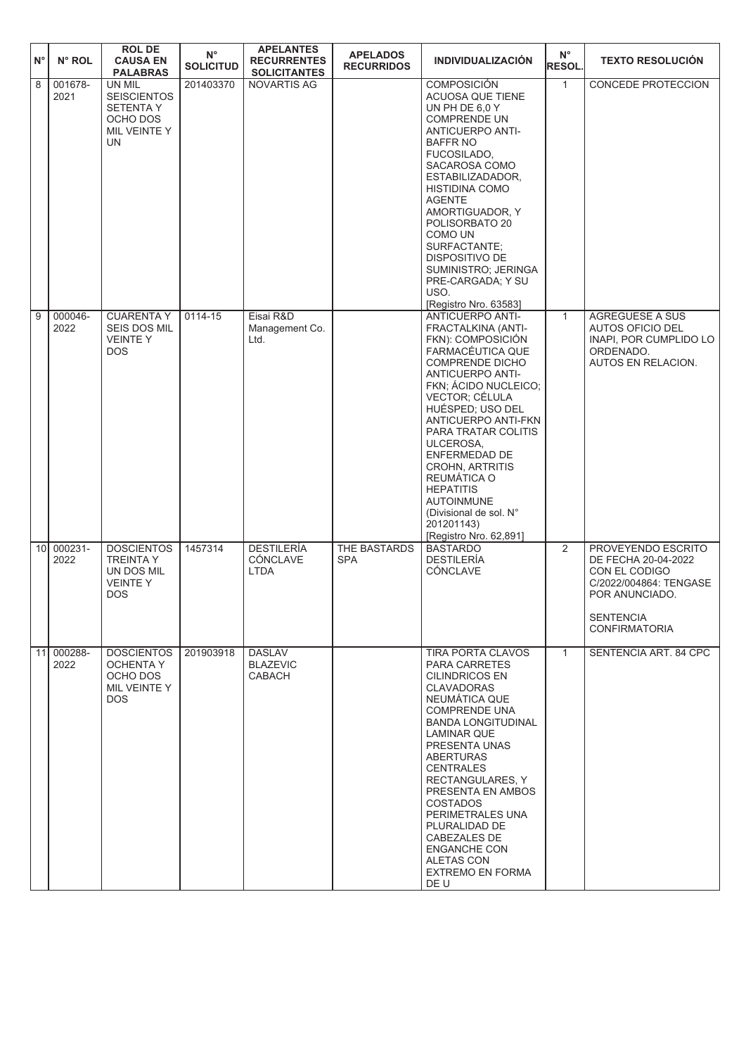| N° | N° ROL | ROL DE CAUSA EN PALABRAS | N° SOLICITUD | APELANTES RECURRENTES SOLICITANTES | APELADOS RECURRIDOS | INDIVIDUALIZACIÓN | N° RESOL. | TEXTO RESOLUCIÓN |
|---|---|---|---|---|---|---|---|---|
| 8 | 001678-2021 | UN MIL SEISCIENTOS SETENTA Y OCHO DOS MIL VEINTE Y UN | 201403370 | NOVARTIS AG | | COMPOSICIÓN ACUOSA QUE TIENE UN PH DE 6,0 Y COMPRENDE UN ANTICUERPO ANTI-BAFFR NO FUCOSILADO, SACAROSA COMO ESTABILIZADADOR, HISTIDINA COMO AGENTE AMORTIGUADOR, Y POLISORBATO 20 COMO UN SURFACTANTE; DISPOSITIVO DE SUMINISTRO; JERINGA PRE-CARGADA; Y SU USO. [Registro Nro. 63583] | 1 | CONCEDE PROTECCION |
| 9 | 000046-2022 | CUARENTA Y SEIS DOS MIL VEINTE Y DOS | 0114-15 | Eisai R&D Management Co. Ltd. | | ANTICUERPO ANTI-FRACTALKINA (ANTI-FKN): COMPOSICIÓN FARMACÉUTICA QUE COMPRENDE DICHO ANTICUERPO ANTI-FKN; ÁCIDO NUCLEICO; VECTOR; CÉLULA HUÉSPED; USO DEL ANTICUERPO ANTI-FKN PARA TRATAR COLITIS ULCEROSA, ENFERMEDAD DE CROHN, ARTRITIS REUMÁTICA O HEPATITIS AUTOINMUNE (Divisional de sol. N° 201201143) [Registro Nro. 62,891] | 1 | AGREGUESE A SUS AUTOS OFICIO DEL INAPI, POR CUMPLIDO LO ORDENADO. AUTOS EN RELACION. |
| 10 | 000231-2022 | DOSCIENTOS TREINTA Y UN DOS MIL VEINTE Y DOS | 1457314 | DESTILERÍA CÓNCLAVE LTDA | THE BASTARDS SPA | BASTARDO DESTILERÍA CÓNCLAVE | 2 | PROVEYENDO ESCRITO DE FECHA 20-04-2022 CON EL CODIGO C/2022/004864: TENGASE POR ANUNCIADO. SENTENCIA CONFIRMATORIA |
| 11 | 000288-2022 | DOSCIENTOS OCHENTA Y OCHO DOS MIL VEINTE Y DOS | 201903918 | DASLAV BLAZEVIC CABACH | | TIRA PORTA CLAVOS PARA CARRETES CILINDRICOS EN CLAVADORAS NEUMÁTICA QUE COMPRENDE UNA BANDA LONGITUDINAL LAMINAR QUE PRESENTA UNAS ABERTURAS CENTRALES RECTANGULARES, Y PRESENTA EN AMBOS COSTADOS PERIMETRALES UNA PLURALIDAD DE CABEZALES DE ENGANCHE CON ALETAS CON EXTREMO EN FORMA DE U | 1 | SENTENCIA ART. 84 CPC |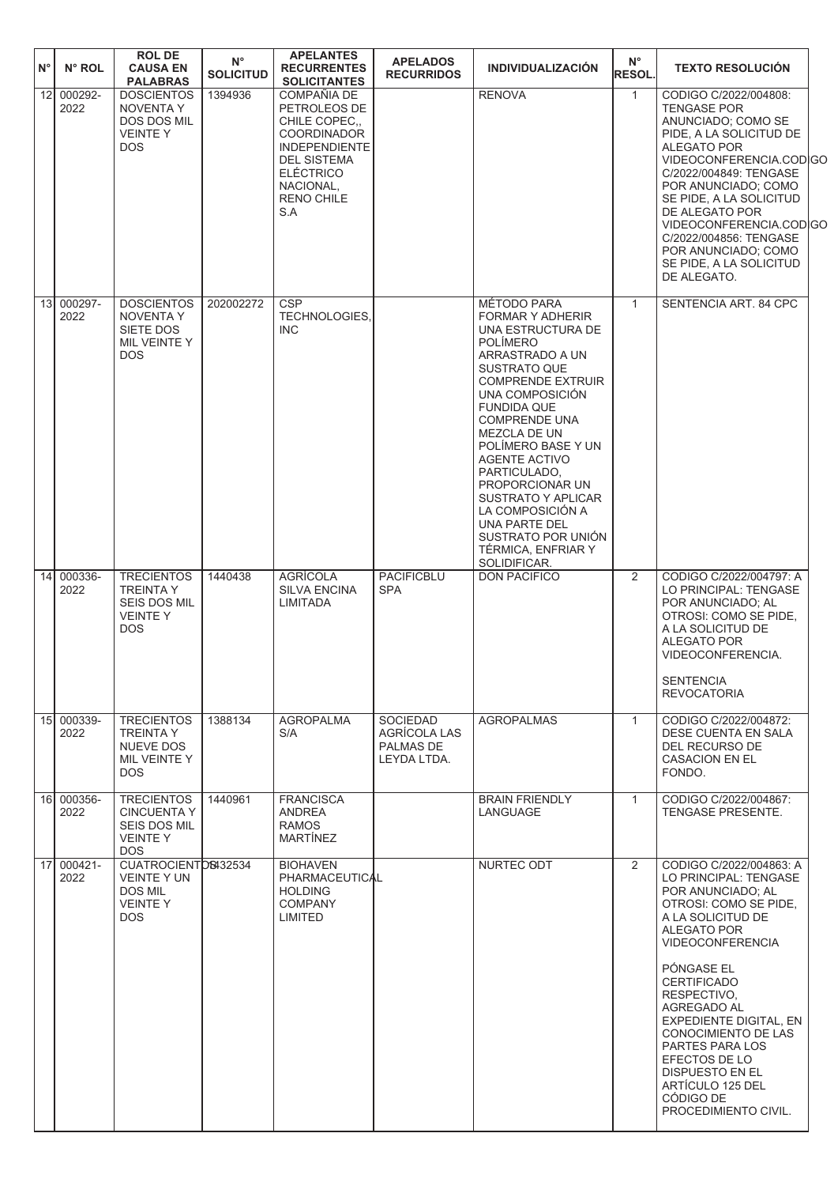| N° | N° ROL | ROL DE CAUSA EN PALABRAS | N° SOLICITUD | APELANTES RECURRENTES SOLICITANTES | APELADOS RECURRIDOS | INDIVIDUALIZACIÓN | N° RESOL. | TEXTO RESOLUCIÓN |
|---|---|---|---|---|---|---|---|---|
| 12 | 000292-2022 | DOSCIENTOS NOVENTA Y DOS DOS MIL VEINTE Y DOS | 1394936 | COMPAÑIA DE PETROLEOS DE CHILE COPEC,, COORDINADOR INDEPENDIENTE DEL SISTEMA ELÉCTRICO NACIONAL, RENO CHILE S.A | | RENOVA | 1 | CODIGO C/2022/004808: TENGASE POR ANUNCIADO; COMO SE PIDE, A LA SOLICITUD DE ALEGATO POR VIDEOCONFERENCIA.CODIGO C/2022/004849: TENGASE POR ANUNCIADO; COMO SE PIDE, A LA SOLICITUD DE ALEGATO POR VIDEOCONFERENCIA.CODIGO C/2022/004856: TENGASE POR ANUNCIADO; COMO SE PIDE, A LA SOLICITUD DE ALEGATO. |
| 13 | 000297-2022 | DOSCIENTOS NOVENTA Y SIETE DOS MIL VEINTE Y DOS | 202002272 | CSP TECHNOLOGIES, INC | | MÉTODO PARA FORMAR Y ADHERIR UNA ESTRUCTURA DE POLÍMERO ARRASTRADO A UN SUSTRATO QUE COMPRENDE EXTRUIR UNA COMPOSICIÓN FUNDIDA QUE COMPRENDE UNA MEZCLA DE UN POLÍMERO BASE Y UN AGENTE ACTIVO PARTICULADO, PROPORCIONAR UN SUSTRATO Y APLICAR LA COMPOSICIÓN A UNA PARTE DEL SUSTRATO POR UNIÓN TÉRMICA, ENFRIAR Y SOLIDIFICAR. | 1 | SENTENCIA ART. 84 CPC |
| 14 | 000336-2022 | TRECIENTOS TREINTA Y SEIS DOS MIL VEINTE Y DOS | 1440438 | AGRÍCOLA SILVA ENCINA LIMITADA | PACIFICBLU SPA | DON PACIFICO | 2 | CODIGO C/2022/004797: A LO PRINCIPAL: TENGASE POR ANUNCIADO; AL OTROSI: COMO SE PIDE, A LA SOLICITUD DE ALEGATO POR VIDEOCONFERENCIA.<br><br>SENTENCIA REVOCATORIA |
| 15 | 000339-2022 | TRECIENTOS TREINTA Y NUEVE DOS MIL VEINTE Y DOS | 1388134 | AGROPALMA S/A | SOCIEDAD AGRÍCOLA LAS PALMAS DE LEYDA LTDA. | AGROPALMAS | 1 | CODIGO C/2022/004872: DESE CUENTA EN SALA DEL RECURSO DE CASACION EN EL FONDO. |
| 16 | 000356-2022 | TRECIENTOS CINCUENTA Y SEIS DOS MIL VEINTE Y DOS | 1440961 | FRANCISCA ANDREA RAMOS MARTÍNEZ | | BRAIN FRIENDLY LANGUAGE | 1 | CODIGO C/2022/004867: TENGASE PRESENTE. |
| 17 | 000421-2022 | CUATROCIENTOS VEINTE Y UN DOS MIL VEINTE Y DOS | 1432534 | BIOHAVEN PHARMACEUTICAL HOLDING COMPANY LIMITED | | NURTEC ODT | 2 | CODIGO C/2022/004863: A LO PRINCIPAL: TENGASE POR ANUNCIADO; AL OTROSI: COMO SE PIDE, A LA SOLICITUD DE ALEGATO POR VIDEOCONFERENCIA<br><br>PÓNGASE EL CERTIFICADO RESPECTIVO, AGREGADO AL EXPEDIENTE DIGITAL, EN CONOCIMIENTO DE LAS PARTES PARA LOS EFECTOS DE LO DISPUESTO EN EL ARTÍCULO 125 DEL CÓDIGO DE PROCEDIMIENTO CIVIL. |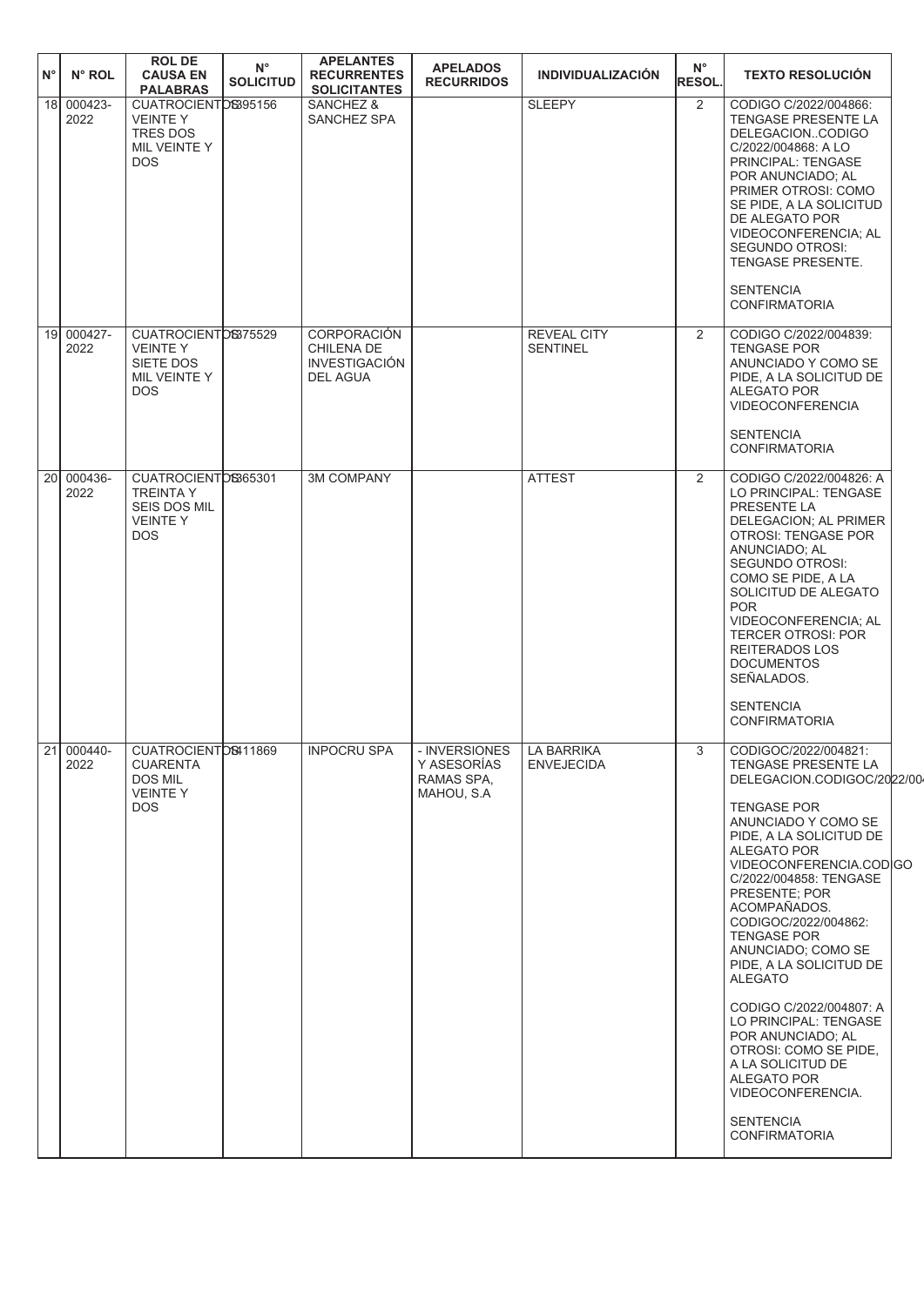| N° | N° ROL | ROL DE CAUSA EN PALABRAS | N° SOLICITUD | APELANTES RECURRENTES SOLICITANTES | APELADOS RECURRIDOS | INDIVIDUALIZACIÓN | N° RESOL. | TEXTO RESOLUCIÓN |
|---|---|---|---|---|---|---|---|---|
| 18 | 000423-2022 | CUATROCIENTOS VEINTE Y TRES DOS MIL VEINTE Y DOS | 1395156 | SANCHEZ & SANCHEZ SPA | | SLEEPY | 2 | CODIGO C/2022/004866: TENGASE PRESENTE LA DELEGACION..CODIGO C/2022/004868: A LO PRINCIPAL: TENGASE POR ANUNCIADO; AL PRIMER OTROSI: COMO SE PIDE, A LA SOLICITUD DE ALEGATO POR VIDEOCONFERENCIA; AL SEGUNDO OTROSI: TENGASE PRESENTE. SENTENCIA CONFIRMATORIA |
| 19 | 000427-2022 | CUATROCIENTOS VEINTE Y SIETE DOS MIL VEINTE Y DOS | 1375529 | CORPORACIÓN CHILENA DE INVESTIGACIÓN DEL AGUA | | REVEAL CITY SENTINEL | 2 | CODIGO C/2022/004839: TENGASE POR ANUNCIADO Y COMO SE PIDE, A LA SOLICITUD DE ALEGATO POR VIDEOCONFERENCIA SENTENCIA CONFIRMATORIA |
| 20 | 000436-2022 | CUATROCIENTOS TREINTA Y SEIS DOS MIL VEINTE Y DOS | 1365301 | 3M COMPANY | | ATTEST | 2 | CODIGO C/2022/004826: A LO PRINCIPAL: TENGASE PRESENTE LA DELEGACION; AL PRIMER OTROSI: TENGASE POR ANUNCIADO; AL SEGUNDO OTROSI: COMO SE PIDE, A LA SOLICITUD DE ALEGATO POR VIDEOCONFERENCIA; AL TERCER OTROSI: POR REITERADOS LOS DOCUMENTOS SEÑALADOS. SENTENCIA CONFIRMATORIA |
| 21 | 000440-2022 | CUATROCIENTOS CUARENTA DOS MIL VEINTE Y DOS | 1411869 | INPOCRU SPA | - INVERSIONES Y ASESORÍAS RAMAS SPA, MAHOU, S.A | LA BARRIKA ENVEJECIDA | 3 | CODIGOC/2022/004821: TENGASE PRESENTE LA DELEGACION.CODIGOC/2022/004 TENGASE POR ANUNCIADO Y COMO SE PIDE, A LA SOLICITUD DE ALEGATO POR VIDEOCONFERENCIA.CODIGO C/2022/004858: TENGASE PRESENTE; POR ACOMPAÑADOS. CODIGOC/2022/004862: TENGASE POR ANUNCIADO; COMO SE PIDE, A LA SOLICITUD DE ALEGATO CODIGO C/2022/004807: A LO PRINCIPAL: TENGASE POR ANUNCIADO; AL OTROSI: COMO SE PIDE, A LA SOLICITUD DE ALEGATO POR VIDEOCONFERENCIA. SENTENCIA CONFIRMATORIA |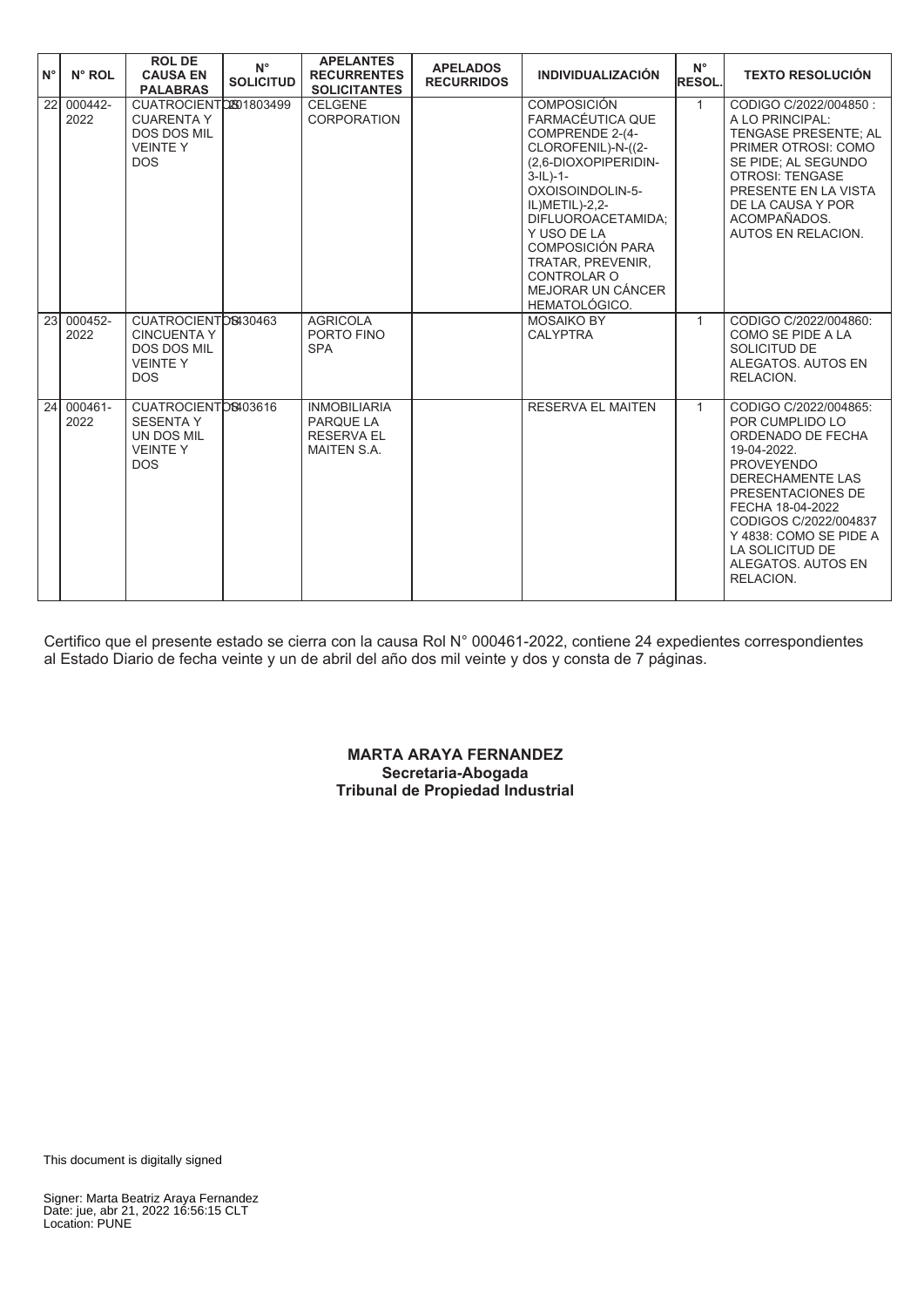| N° | N° ROL | ROL DE CAUSA EN PALABRAS | N° SOLICITUD | APELANTES RECURRENTES SOLICITANTES | APELADOS RECURRIDOS | INDIVIDUALIZACIÓN | N° RESOL. | TEXTO RESOLUCIÓN |
|---|---|---|---|---|---|---|---|---|
| 22 | 000442-2022 | CUATROCIENTOS CUARENTA Y DOS DOS MIL VEINTE Y DOS | 201803499 | CELGENE CORPORATION | | COMPOSICIÓN FARMACÉUTICA QUE COMPRENDE 2-(4-CLOROFENIL)-N-((2-(2,6-DIOXOPIPERIDIN-3-IL)-1-OXOISOINDOLIN-5-IL)METIL)-2,2-DIFLUOROACETAMIDA; Y USO DE LA COMPOSICIÓN PARA TRATAR, PREVENIR, CONTROLAR O MEJORAR UN CÁNCER HEMATOLÓGICO. | 1 | CODIGO C/2022/004850 : A LO PRINCIPAL: TENGASE PRESENTE; AL PRIMER OTROSI: COMO SE PIDE; AL SEGUNDO OTROSI: TENGASE PRESENTE EN LA VISTA DE LA CAUSA Y POR ACOMPAÑADOS. AUTOS EN RELACION. |
| 23 | 000452-2022 | CUATROCIENTOS CINCUENTA Y DOS DOS MIL VEINTE Y DOS | 1430463 | AGRICOLA PORTO FINO SPA | | MOSAIKO BY CALYPTRA | 1 | CODIGO C/2022/004860: COMO SE PIDE A LA SOLICITUD DE ALEGATOS. AUTOS EN RELACION. |
| 24 | 000461-2022 | CUATROCIENTOS SESENTA Y UN DOS MIL VEINTE Y DOS | 1403616 | INMOBILIARIA PARQUE LA RESERVA EL MAITEN S.A. | | RESERVA EL MAITEN | 1 | CODIGO C/2022/004865: POR CUMPLIDO LO ORDENADO DE FECHA 19-04-2022. PROVEYENDO DERECHAMENTE LAS PRESENTACIONES DE FECHA 18-04-2022 CODIGOS C/2022/004837 Y 4838: COMO SE PIDE A LA SOLICITUD DE ALEGATOS. AUTOS EN RELACION. |

Certifico que el presente estado se cierra con la causa Rol N° 000461-2022, contiene 24 expedientes correspondientes al Estado Diario de fecha veinte y un de abril del año dos mil veinte y dos y consta de 7 páginas.

**MARTA ARAYA FERNANDEZ**
**Secretaria-Abogada**
**Tribunal de Propiedad Industrial**

This document is digitally signed

Signer: Marta Beatriz Araya Fernandez
Date: jue, abr 21, 2022 16:56:15 CLT
Location: PUNE